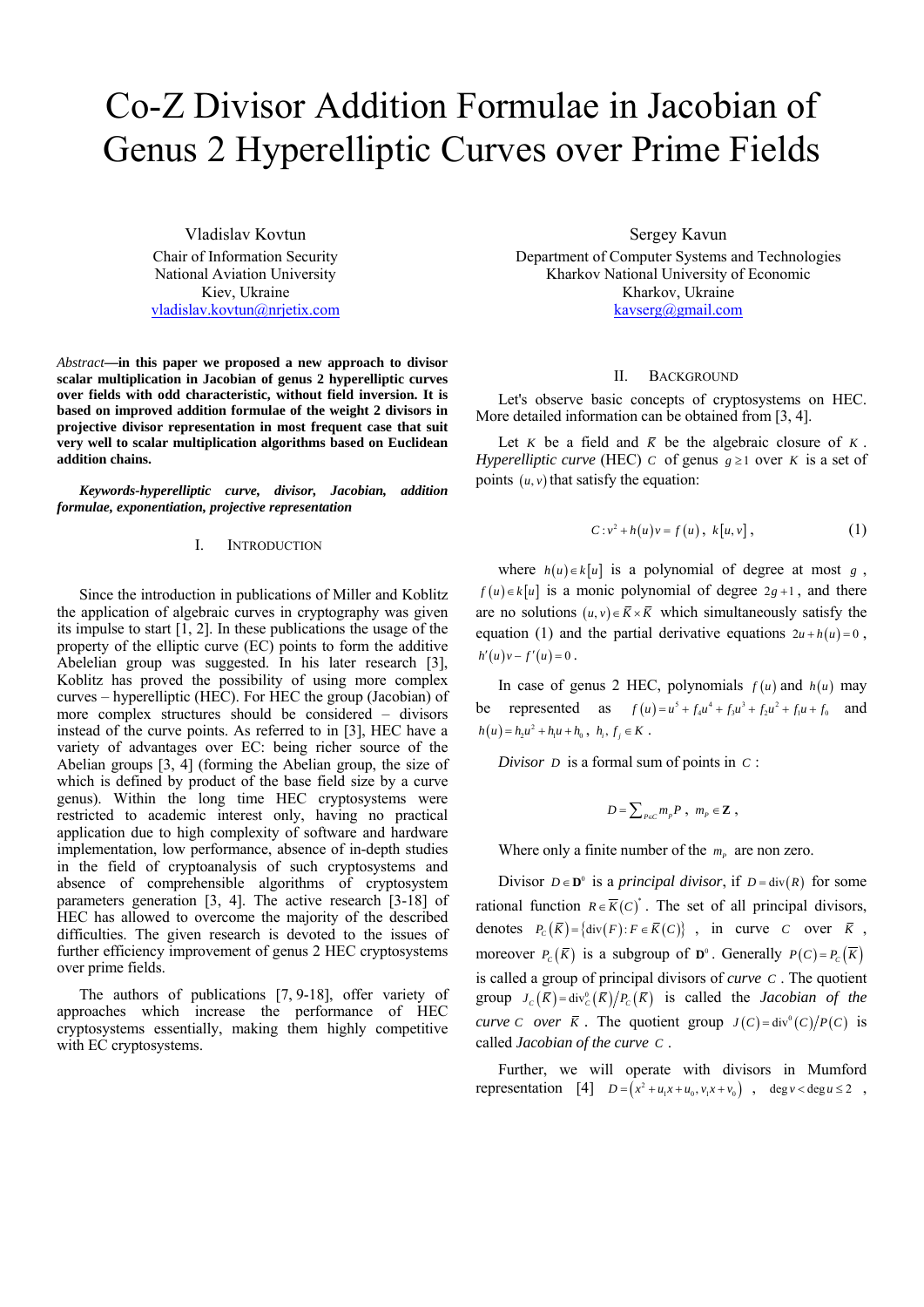# Co-Z Divisor Addition Formulae in Jacobian of Genus 2 Hyperelliptic Curves over Prime Fields

Vladislav Kovtun
Chair of Information Security
National Aviation University
Kiev, Ukraine
vladislav.kovtun@nrjetix.com

Sergey Kavun
Department of Computer Systems and Technologies
Kharkov National University of Economic
Kharkov, Ukraine
kavserg@gmail.com

*Abstract*—**in this paper we proposed a new approach to divisor scalar multiplication in Jacobian of genus 2 hyperelliptic curves over fields with odd characteristic, without field inversion. It is based on improved addition formulae of the weight 2 divisors in projective divisor representation in most frequent case that suit very well to scalar multiplication algorithms based on Euclidean addition chains.**

***Keywords-hyperelliptic curve, divisor, Jacobian, addition formulae, exponentiation, projective representation***

## I. Introduction

Since the introduction in publications of Miller and Koblitz the application of algebraic curves in cryptography was given its impulse to start [1, 2]. In these publications the usage of the property of the elliptic curve (EC) points to form the additive Abelelian group was suggested. In his later research [3], Koblitz has proved the possibility of using more complex curves – hyperelliptic (HEC). For HEC the group (Jacobian) of more complex structures should be considered – divisors instead of the curve points. As referred to in [3], HEC have a variety of advantages over EC: being richer source of the Abelian groups [3, 4] (forming the Abelian group, the size of which is defined by product of the base field size by a curve genus). Within the long time HEC cryptosystems were restricted to academic interest only, having no practical application due to high complexity of software and hardware implementation, low performance, absence of in-depth studies in the field of cryptoanalysis of such cryptosystems and absence of comprehensible algorithms of cryptosystem parameters generation [3, 4]. The active research [3-18] of HEC has allowed to overcome the majority of the described difficulties. The given research is devoted to the issues of further efficiency improvement of genus 2 HEC cryptosystems over prime fields.

The authors of publications [7, 9-18], offer variety of approaches which increase the performance of HEC cryptosystems essentially, making them highly competitive with EC cryptosystems.

## II. Background

Let's observe basic concepts of cryptosystems on HEC. More detailed information can be obtained from [3, 4].

Let $K$ be a field and $\overline{K}$ be the algebraic closure of $K$. *Hyperelliptic curve* (HEC) $C$ of genus $g \geq 1$ over $K$ is a set of points $(u, v)$ that satisfy the equation:

$$C: v^2 + h(u)v = f(u),\ k[u,v], \tag{1}$$

where $h(u) \in k[u]$ is a polynomial of degree at most $g$, $f(u) \in k[u]$ is a monic polynomial of degree $2g+1$, and there are no solutions $(u, v) \in \overline{K} \times \overline{K}$ which simultaneously satisfy the equation (1) and the partial derivative equations $2u + h(u) = 0$, $h'(u)v - f'(u) = 0$.

In case of genus 2 HEC, polynomials $f(u)$ and $h(u)$ may be represented as $f(u) = u^5 + f_4u^4 + f_3u^3 + f_2u^2 + f_1u + f_0$ and $h(u) = h_2u^2 + h_1u + h_0$, $h_i, f_j \in K$.

*Divisor* $D$ is a formal sum of points in $C$:

$$D = \sum\nolimits_{P \in C} m_P P,\ m_P \in \mathbf{Z},$$

Where only a finite number of the $m_P$ are non zero.

Divisor $D \in \mathbf{D}^0$ is a *principal divisor*, if $D = \mathrm{div}(R)$ for some rational function $R \in \overline{K}(C)^*$. The set of all principal divisors, denotes $P_C(\overline{K}) = \{\mathrm{div}(F) : F \in \overline{K}(C)\}$, in curve $C$ over $\overline{K}$, moreover $P_C(\overline{K})$ is a subgroup of $\mathbf{D}^0$. Generally $P(C) = P_C(\overline{K})$ is called a group of principal divisors of *curve* $C$. The quotient group $J_C(\overline{K}) = \mathrm{div}_C^0(\overline{K}) / P_C(\overline{K})$ is called the *Jacobian of the curve* $C$ *over* $\overline{K}$. The quotient group $J(C) = \mathrm{div}^0(C)/P(C)$ is called *Jacobian of the curve* $C$.

Further, we will operate with divisors in Mumford representation [4] $D = (x^2 + u_1x + u_0, v_1x + v_0)$, $\deg v < \deg u \leq 2$,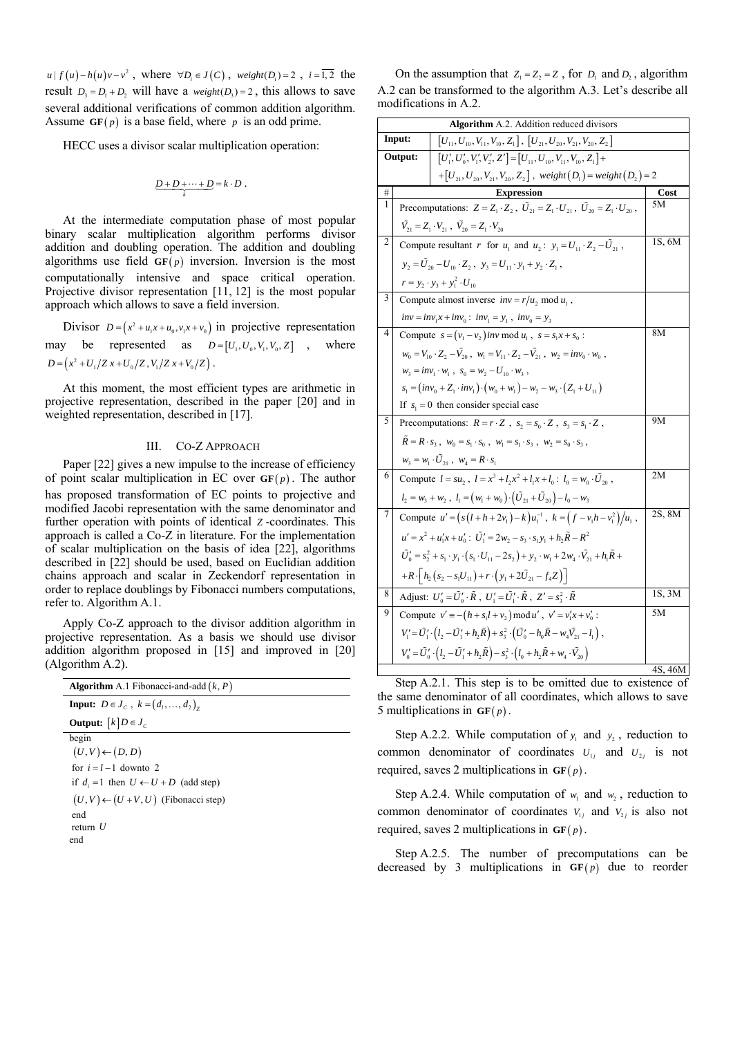$u \mid f(u) - h(u)v - v^2$, where $\forall D_i \in J(C)$, $weight(D_i) = 2$, $i = \overline{1,2}$ the result $D_3 = D_1 + D_2$ will have a $weight(D_3) = 2$, this allows to save several additional verifications of common addition algorithm. Assume $\mathbf{GF}(p)$ is a base field, where $p$ is an odd prime.

HECC uses a divisor scalar multiplication operation:

$$\underbrace{D + D + \cdots + D}_{k} = k \cdot D.$$

At the intermediate computation phase of most popular binary scalar multiplication algorithm performs divisor addition and doubling operation. The addition and doubling algorithms use field $\mathbf{GF}(p)$ inversion. Inversion is the most computationally intensive and space critical operation. Projective divisor representation [11, 12] is the most popular approach which allows to save a field inversion.

Divisor $D = (x^2 + u_1 x + u_0, v_1 x + v_0)$ in projective representation may be represented as $D = [U_1, U_0, V_1, V_0, Z]$, where $D = (x^2 + U_1/Z\, x + U_0/Z, V_1/Z\, x + V_0/Z)$.

At this moment, the most efficient types are arithmetic in projective representation, described in the paper [20] and in weighted representation, described in [17].

## III. CO-Z APPROACH

Paper [22] gives a new impulse to the increase of efficiency of point scalar multiplication in EC over $\mathbf{GF}(p)$. The author has proposed transformation of EC points to projective and modified Jacobi representation with the same denominator and further operation with points of identical $Z$-coordinates. This approach is called a Co-Z in literature. For the implementation of scalar multiplication on the basis of idea [22], algorithms described in [22] should be used, based on Euclidian addition chains approach and scalar in Zeckendorf representation in order to replace doublings by Fibonacci numbers computations, refer to. Algorithm A.1.

Apply Co-Z approach to the divisor addition algorithm in projective representation. As a basis we should use divisor addition algorithm proposed in [15] and improved in [20] (Algorithm A.2).

```
Algorithm A.1 Fibonacci-and-add (k, P)
Input: D ∈ J_C, k = (d_l, ..., d_2)_Z
Output: [k]D ∈ J_C
begin
 (U,V) ← (D,D)
 for i = l−1 downto 2
 if d_i = 1 then U ← U + D (add step)
 (U,V) ← (U+V, U) (Fibonacci step)
 end
 return U
end
```

On the assumption that $Z_1 = Z_2 = Z$, for $D_1$ and $D_2$, algorithm A.2 can be transformed to the algorithm A.3. Let's describe all modifications in A.2.

**Algorithm** A.2. Addition reduced divisors

| # | Expression | Cost |
|---|---|---|
| Input: | $[U_{11}, U_{10}, V_{11}, V_{10}, Z_1]$, $[U_{21}, U_{20}, V_{21}, V_{20}, Z_2]$ | |
| Output: | $[U_1', U_0', V_1', V_2', Z'] = [U_{11}, U_{10}, V_{11}, V_{10}, Z_1] + [U_{21}, U_{20}, V_{21}, V_{20}, Z_2]$, $weight(D_1) = weight(D_2) = 2$ | |
| 1 | Precomputations: $Z = Z_1 \cdot Z_2$, $\tilde{U}_{21} = Z_1 \cdot U_{21}$, $\tilde{U}_{20} = Z_1 \cdot U_{20}$, $\tilde{V}_{21} = Z_1 \cdot V_{21}$, $\tilde{V}_{20} = Z_1 \cdot V_{20}$ | 5M |
| 2 | Compute resultant $r$ for $u_1$ and $u_2$: $y_1 = U_{11} \cdot Z_2 - \tilde{U}_{21}$, $y_2 = \tilde{U}_{20} - U_{10} \cdot Z_2$, $y_3 = U_{11} \cdot y_1 + y_2 \cdot Z_1$, $r = y_2 \cdot y_3 + y_1^2 \cdot U_{10}$ | 1S, 6M |
| 3 | Compute almost inverse $inv = r/u_2 \bmod u_1$, $inv = inv_1 x + inv_0$: $inv_1 = y_1$, $inv_0 = y_3$ | |
| 4 | Compute $s = (v_1 - v_2) inv \bmod u_1$, $s = s_1 x + s_0$: $w_0 = V_{10} \cdot Z_2 - \tilde{V}_{20}$, $w_1 = V_{11} \cdot Z_2 - \tilde{V}_{21}$, $w_2 = inv_0 \cdot w_0$, $w_3 = inv_1 \cdot w_1$, $s_0 = w_2 - U_{10} \cdot w_3$, $s_1 = (inv_0 + Z_1 \cdot inv_1) \cdot (w_0 + w_1) - w_2 - w_3 \cdot (Z_1 + U_{11})$. If $s_1 = 0$ then consider special case | 8M |
| 5 | Precomputations: $R = r \cdot Z$, $s_2 = s_0 \cdot Z$, $s_3 = s_1 \cdot Z$, $\tilde{R} = R \cdot s_3$, $w_0 = s_1 \cdot s_0$, $w_1 = s_1 \cdot s_3$, $w_2 = s_0 \cdot s_3$, $w_3 = w_1 \cdot \tilde{U}_{21}$, $w_4 = R \cdot s_1$ | 9M |
| 6 | Compute $l = su_2$, $l = x^3 + l_2 x^2 + l_1 x + l_0$: $l_0 = w_0 \cdot \tilde{U}_{20}$, $l_2 = w_3 + w_2$, $l_1 = (w_1 + w_0) \cdot (\tilde{U}_{21} + \tilde{U}_{20}) - l_0 - w_3$ | 2M |
| 7 | Compute $u' = (s(l + h + 2v_1) - k)u_1^{-1}$, $k = (f - v_1 h - v_1^2)/u_1$, $u' = x^2 + u_1' x + u_0'$: $\tilde{U}_1' = 2w_2 - s_3 \cdot s_1 y_1 + h_2 \tilde{R} - R^2$, $\tilde{U}_0' = s_2^2 + s_1 \cdot y_1 \cdot (s_1 \cdot U_{11} - 2s_2) + y_2 \cdot w_1 + 2w_4 \cdot \tilde{V}_{21} + h_1 \tilde{R} + R \cdot \left[ h_2 (s_2 - s_1 U_{11}) + r \cdot (y_1 + 2\tilde{U}_{21} - f_4 Z) \right]$ | 2S, 8M |
| 8 | Adjust: $U_0' = \tilde{U}_0' \cdot \tilde{R}$, $U_1' = \tilde{U}_1' \cdot \tilde{R}$, $Z' = s_3^2 \cdot \tilde{R}$ | 1S, 3M |
| 9 | Compute $v' \equiv -(h + s_1 l + v_2) \bmod u'$, $v' = v_1' x + v_0'$: $V_1' = \tilde{U}_1' \cdot (l_2 - \tilde{U}_1' + h_2 \tilde{R}) + s_3^2 \cdot (\tilde{U}_0' - h_0 \tilde{R} - w_4 \tilde{V}_{21} - l_1)$, $V_0' = \tilde{U}_0' \cdot (l_2 - \tilde{U}_1' + h_2 \tilde{R}) - s_3^2 \cdot (l_0 + h_2 \tilde{R} + w_4 \cdot \tilde{V}_{20})$ | 5M |
| | | 4S, 46M |

Step A.2.1. This step is to be omitted due to existence of the same denominator of all coordinates, which allows to save 5 multiplications in $\mathbf{GF}(p)$.

Step A.2.2. While computation of $y_1$ and $y_2$, reduction to common denominator of coordinates $U_{1j}$ and $U_{2j}$ is not required, saves 2 multiplications in $\mathbf{GF}(p)$.

Step A.2.4. While computation of $w_1$ and $w_2$, reduction to common denominator of coordinates $V_{1j}$ and $V_{2j}$ is also not required, saves 2 multiplications in $\mathbf{GF}(p)$.

Step A.2.5. The number of precomputations can be decreased by 3 multiplications in $\mathbf{GF}(p)$ due to reorder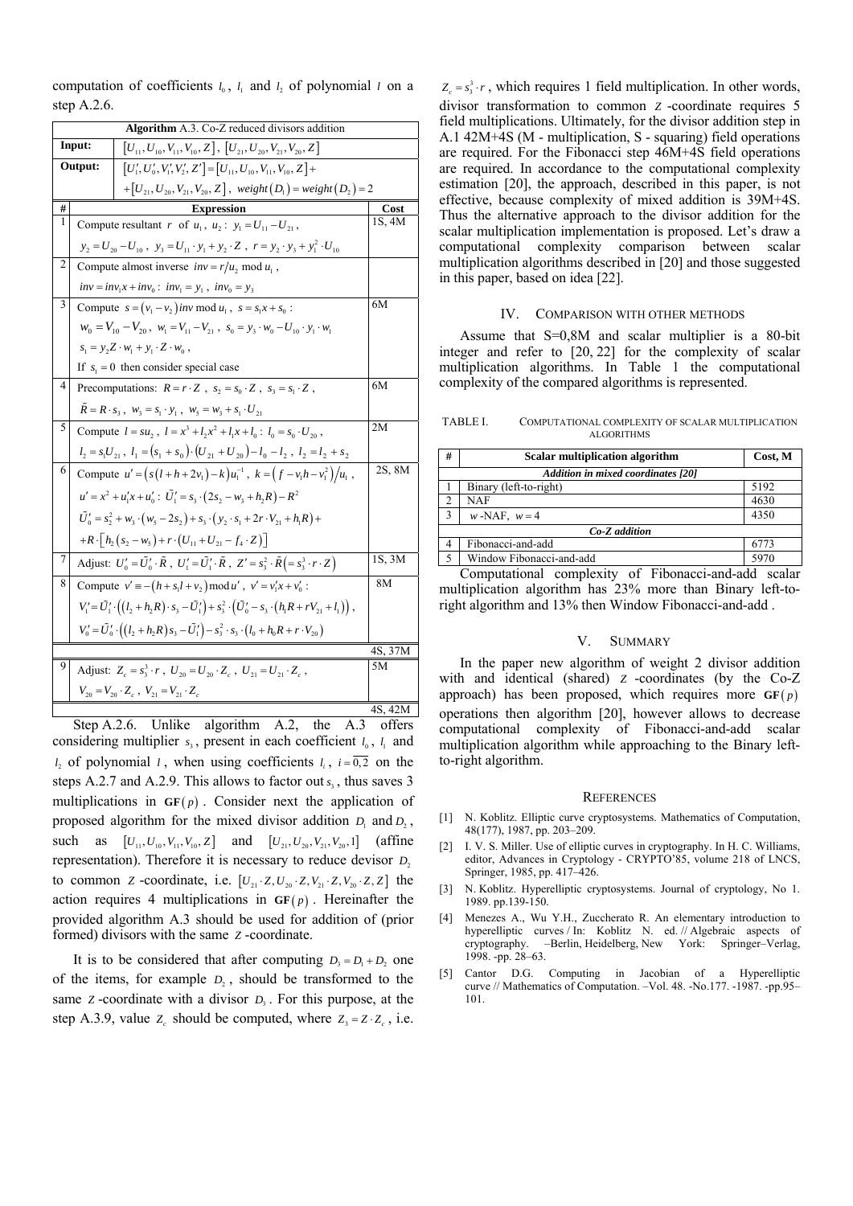computation of coefficients $l_0$, $l_1$ and $l_2$ of polynomial $l$ on a step A.2.6.

| # | **Algorithm** A.3. Co-Z reduced divisors addition | Cost |
|---|---|---|
| **Input:** | $[U_{11}, U_{10}, V_{11}, V_{10}, Z]$, $[U_{21}, U_{20}, V_{21}, V_{20}, Z]$ | |
| **Output:** | $[U_1', U_0', V_1', V_2', Z'] = [U_{11}, U_{10}, V_{11}, V_{10}, Z] +$ $+[U_{21}, U_{20}, V_{21}, V_{20}, Z]$, $weight(D_1) = weight(D_2) = 2$ | |
| **#** | **Expression** | **Cost** |
| 1 | Compute resultant $r$ of $u_1$, $u_2$: $y_1 = U_{11} - U_{21}$, $y_2 = U_{20} - U_{10}$, $y_3 = U_{11} \cdot y_1 + y_2 \cdot Z$, $r = y_2 \cdot y_3 + y_1^2 \cdot U_{10}$ | 1S, 4M |
| 2 | Compute almost inverse $inv = r/u_2 \bmod u_1$, $inv = inv_1 x + inv_0$: $inv_1 = y_1$, $inv_0 = y_3$ | |
| 3 | Compute $s = (v_1 - v_2) inv \bmod u_1$, $s = s_1 x + s_0$: $w_0 = V_{10} - V_{20}$, $w_1 = V_{11} - V_{21}$, $s_0 = y_3 \cdot w_0 - U_{10} \cdot y_1 \cdot w_1$ $s_1 = y_2 Z \cdot w_1 + y_1 \cdot Z \cdot w_0$, If $s_1 = 0$ then consider special case | 6M |
| 4 | Precomputations: $R = r \cdot Z$, $s_2 = s_0 \cdot Z$, $s_3 = s_1 \cdot Z$, $\tilde{R} = R \cdot s_3$, $w_3 = s_1 \cdot y_1$, $w_5 = w_3 + s_1 \cdot U_{21}$ | 6M |
| 5 | Compute $l = su_2$, $l = x^3 + l_2 x^2 + l_1 x + l_0$: $l_0 = s_0 \cdot U_{20}$, $l_2 = s_1 U_{21}$, $l_1 = (s_1 + s_0) \cdot (U_{21} + U_{20}) - l_0 - l_2$, $l_2 = l_2 + s_2$ | 2M |
| 6 | Compute $u' = \left(s\left(l + h + 2v_1\right) - k\right) u_1^{-1}$, $k = \left(f - v_1 h - v_1^2\right) / u_1$, $u' = x^2 + u_1' x + u_0'$: $\tilde{U}_1' = s_3 \cdot (2s_2 - w_3 + h_2 R) - R^2$ $\tilde{U}_0' = s_2^2 + w_3 \cdot (w_5 - 2s_2) + s_3 \cdot (y_2 \cdot s_1 + 2r \cdot V_{21} + h_1 R) +$ $+R \cdot \left[h_2 (s_2 - w_5) + r \cdot (U_{11} + U_{21} - f_4 \cdot Z)\right]$ | 2S, 8M |
| 7 | Adjust: $U_0' = \tilde{U}_0' \cdot \tilde{R}$, $U_1' = \tilde{U}_1' \cdot \tilde{R}$, $Z' = s_3^2 \cdot \tilde{R} \left(= s_3^3 \cdot r \cdot Z\right)$ | 1S, 3M |
| 8 | Compute $v' \equiv -(h + s_1 l + v_2) \bmod u'$, $v' = v_1' x + v_0'$: $V_1' = \tilde{U}_1' \cdot \left((l_2 + h_2 R) \cdot s_3 - \tilde{U}_1'\right) + s_3^2 \cdot \left(\tilde{U}_0' - s_3 \cdot (h_1 R + r V_{21} + l_1)\right)$, $V_0' = \tilde{U}_0' \cdot \left((l_2 + h_2 R) s_3 - \tilde{U}_1'\right) - s_3^2 \cdot s_3 \cdot (l_0 + h_0 R + r \cdot V_{20})$ | 8M |
| | | 4S, 37M |
| 9 | Adjust: $Z_c = s_3^3 \cdot r$, $U_{20} = U_{20} \cdot Z_c$, $U_{21} = U_{21} \cdot Z_c$, $V_{20} = V_{20} \cdot Z_c$, $V_{21} = V_{21} \cdot Z_c$ | 5M |
| | | 4S, 42M |

Step A.2.6. Unlike algorithm A.2, the A.3 offers considering multiplier $s_3$, present in each coefficient $l_0$, $l_1$ and $l_2$ of polynomial $l$, when using coefficients $l_i$, $i = \overline{0,2}$ on the steps A.2.7 and A.2.9. This allows to factor out $s_3$, thus saves 3 multiplications in $\mathbf{GF}(p)$. Consider next the application of proposed algorithm for the mixed divisor addition $D_1$ and $D_2$, such as $[U_{11}, U_{10}, V_{11}, V_{10}, Z]$ and $[U_{21}, U_{20}, V_{21}, V_{20}, 1]$ (affine representation). Therefore it is necessary to reduce divisor $D_2$ to common $Z$-coordinate, i.e. $[U_{21} \cdot Z, U_{20} \cdot Z, V_{21} \cdot Z, V_{20} \cdot Z, Z]$ the action requires 4 multiplications in $\mathbf{GF}(p)$. Hereinafter the provided algorithm A.3 should be used for addition of (prior formed) divisors with the same $Z$-coordinate.

It is to be considered that after computing $D_3 = D_1 + D_2$ one of the items, for example $D_2$, should be transformed to the same $Z$-coordinate with a divisor $D_3$. For this purpose, at the step A.3.9, value $Z_c$ should be computed, where $Z_3 = Z \cdot Z_c$, i.e. $Z_c = s_3^3 \cdot r$, which requires 1 field multiplication. In other words, divisor transformation to common $Z$-coordinate requires 5 field multiplications. Ultimately, for the divisor addition step in A.1 42M+4S (M - multiplication, S - squaring) field operations are required. For the Fibonacci step 46M+4S field operations are required. In accordance to the computational complexity estimation [20], the approach, described in this paper, is not effective, because complexity of mixed addition is 39M+4S. Thus the alternative approach to the divisor addition for the scalar multiplication implementation is proposed. Let's draw a computational complexity comparison between scalar multiplication algorithms described in [20] and those suggested in this paper, based on idea [22].

## IV. Comparison with other methods

Assume that S=0,8M and scalar multiplier is a 80-bit integer and refer to [20, 22] for the complexity of scalar multiplication algorithms. In Table 1 the computational complexity of the compared algorithms is represented.

TABLE I. COMPUTATIONAL COMPLEXITY OF SCALAR MULTIPLICATION ALGORITHMS

| # | Scalar multiplication algorithm | Cost, M |
|---|---|---|
| | ***Addition in mixed coordinates [20]*** | |
| 1 | Binary (left-to-right) | 5192 |
| 2 | NAF | 4630 |
| 3 | $w$-NAF, $w = 4$ | 4350 |
| | ***Co-Z addition*** | |
| 4 | Fibonacci-and-add | 6773 |
| 5 | Window Fibonacci-and-add | 5970 |

Computational complexity of Fibonacci-and-add scalar multiplication algorithm has 23% more than Binary left-to-right algorithm and 13% then Window Fibonacci-and-add .

## V. Summary

In the paper new algorithm of weight 2 divisor addition with and identical (shared) $Z$-coordinates (by the Co-Z approach) has been proposed, which requires more $\mathbf{GF}(p)$ operations then algorithm [20], however allows to decrease computational complexity of Fibonacci-and-add scalar multiplication algorithm while approaching to the Binary left-to-right algorithm.

## References

[1] N. Koblitz. Elliptic curve cryptosystems. Mathematics of Computation, 48(177), 1987, pp. 203–209.

[2] I. V. S. Miller. Use of elliptic curves in cryptography. In H. C. Williams, editor, Advances in Cryptology - CRYPTO'85, volume 218 of LNCS, Springer, 1985, pp. 417–426.

[3] N. Koblitz. Hyperelliptic cryptosystems. Journal of cryptology, No 1. 1989. pp.139-150.

[4] Menezes A., Wu Y.H., Zuccherato R. An elementary introduction to hyperelliptic curves / In: Koblitz N. ed. // Algebraic aspects of cryptography. –Berlin, Heidelberg, New York: Springer–Verlag, 1998. -pp. 28–63.

[5] Cantor D.G. Computing in Jacobian of a Hyperelliptic curve // Mathematics of Computation. –Vol. 48. -No.177. -1987. -pp.95–101.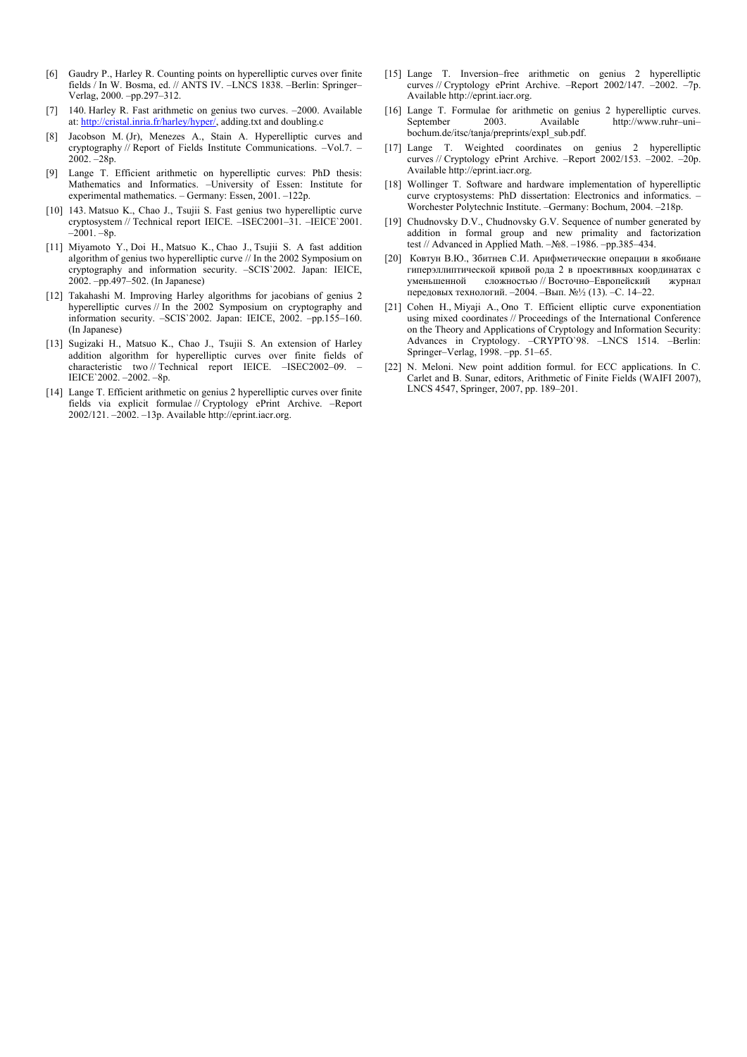[6] Gaudry P., Harley R. Counting points on hyperelliptic curves over finite fields / In W. Bosma, ed. // ANTS IV. –LNCS 1838. –Berlin: Springer–Verlag, 2000. –pp.297–312.

[7] 140. Harley R. Fast arithmetic on genius two curves. –2000. Available at: http://cristal.inria.fr/harley/hyper/, adding.txt and doubling.c

[8] Jacobson M. (Jr), Menezes A., Stain A. Hyperelliptic curves and cryptography // Report of Fields Institute Communications. –Vol.7. –2002. –28p.

[9] Lange T. Efficient arithmetic on hyperelliptic curves: PhD thesis: Mathematics and Informatics. –University of Essen: Institute for experimental mathematics. – Germany: Essen, 2001. –122p.

[10] 143. Matsuo K., Chao J., Tsujii S. Fast genius two hyperelliptic curve cryptosystem // Technical report IEICE. –ISEC2001–31. –IEICE`2001. –2001. –8p.

[11] Miyamoto Y., Doi H., Matsuo K., Chao J., Tsujii S. A fast addition algorithm of genius two hyperelliptic curve // In the 2002 Symposium on cryptography and information security. –SCIS`2002. Japan: IEICE, 2002. –pp.497–502. (In Japanese)

[12] Takahashi M. Improving Harley algorithms for jacobians of genius 2 hyperelliptic curves // In the 2002 Symposium on cryptography and information security. –SCIS`2002. Japan: IEICE, 2002. –pp.155–160. (In Japanese)

[13] Sugizaki H., Matsuo K., Chao J., Tsujii S. An extension of Harley addition algorithm for hyperelliptic curves over finite fields of characteristic two // Technical report IEICE. –ISEC2002–09. –IEICE`2002. –2002. –8p.

[14] Lange T. Efficient arithmetic on genius 2 hyperelliptic curves over finite fields via explicit formulae // Cryptology ePrint Archive. –Report 2002/121. –2002. –13p. Available http://eprint.iacr.org.

[15] Lange T. Inversion–free arithmetic on genius 2 hyperelliptic curves // Cryptology ePrint Archive. –Report 2002/147. –2002. –7p. Available http://eprint.iacr.org.

[16] Lange T. Formulae for arithmetic on genius 2 hyperelliptic curves. September 2003. Available http://www.ruhr–uni–bochum.de/itsc/tanja/preprints/expl_sub.pdf.

[17] Lange T. Weighted coordinates on genius 2 hyperelliptic curves // Cryptology ePrint Archive. –Report 2002/153. –2002. –20p. Available http://eprint.iacr.org.

[18] Wollinger T. Software and hardware implementation of hyperelliptic curve cryptosystems: PhD dissertation: Electronics and informatics. –Worchester Polytechnic Institute. –Germany: Bochum, 2004. –218p.

[19] Chudnovsky D.V., Chudnovsky G.V. Sequence of number generated by addition in formal group and new primality and factorization test // Advanced in Applied Math. –№8. –1986. –pp.385–434.

[20] Ковтун В.Ю., Збитнев С.И. Арифметические операции в якобиане гиперэллиптической кривой рода 2 в проективных координатах с уменьшенной сложностью // Восточно–Европейский журнал передовых технологий. –2004. –Вып. №½ (13). –С. 14–22.

[21] Cohen H., Miyaji A., Ono T. Efficient elliptic curve exponentiation using mixed coordinates // Proceedings of the International Conference on the Theory and Applications of Cryptology and Information Security: Advances in Cryptology. –CRYPTO`98. –LNCS 1514. –Berlin: Springer–Verlag, 1998. –pp. 51–65.

[22] N. Meloni. New point addition formul. for ECC applications. In C. Carlet and B. Sunar, editors, Arithmetic of Finite Fields (WAIFI 2007), LNCS 4547, Springer, 2007, pp. 189–201.